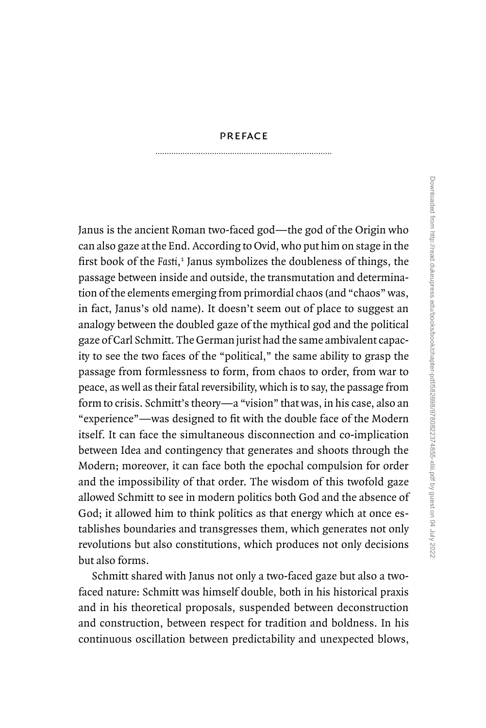# PREFACE

Janus is the ancient Roman two-faced god—the god of the Origin who can also gaze at the End. According to Ovid, who put him on stage in the first book of the *Fasti*,[1] Janus symbolizes the doubleness of things, the passage between inside and outside, the transmutation and determination of the elements emerging from primordial chaos (and "chaos" was, in fact, Janus's old name). It doesn't seem out of place to suggest an analogy between the doubled gaze of the mythical god and the political gaze of Carl Schmitt. The German jurist had the same ambivalent capacity to see the two faces of the "political," the same ability to grasp the passage from formlessness to form, from chaos to order, from war to peace, as well as their fatal reversibility, which is to say, the passage from form to crisis. Schmitt's theory—a "vision" that was, in his case, also an "experience"—was designed to fit with the double face of the Modern itself. It can face the simultaneous disconnection and co-implication between Idea and contingency that generates and shoots through the Modern; moreover, it can face both the epochal compulsion for order and the impossibility of that order. The wisdom of this twofold gaze allowed Schmitt to see in modern politics both God and the absence of God; it allowed him to think politics as that energy which at once establishes boundaries and transgresses them, which generates not only revolutions but also constitutions, which produces not only decisions but also forms.

Schmitt shared with Janus not only a two-faced gaze but also a two-faced nature: Schmitt was himself double, both in his historical praxis and in his theoretical proposals, suspended between deconstruction and construction, between respect for tradition and boldness. In his continuous oscillation between predictability and unexpected blows,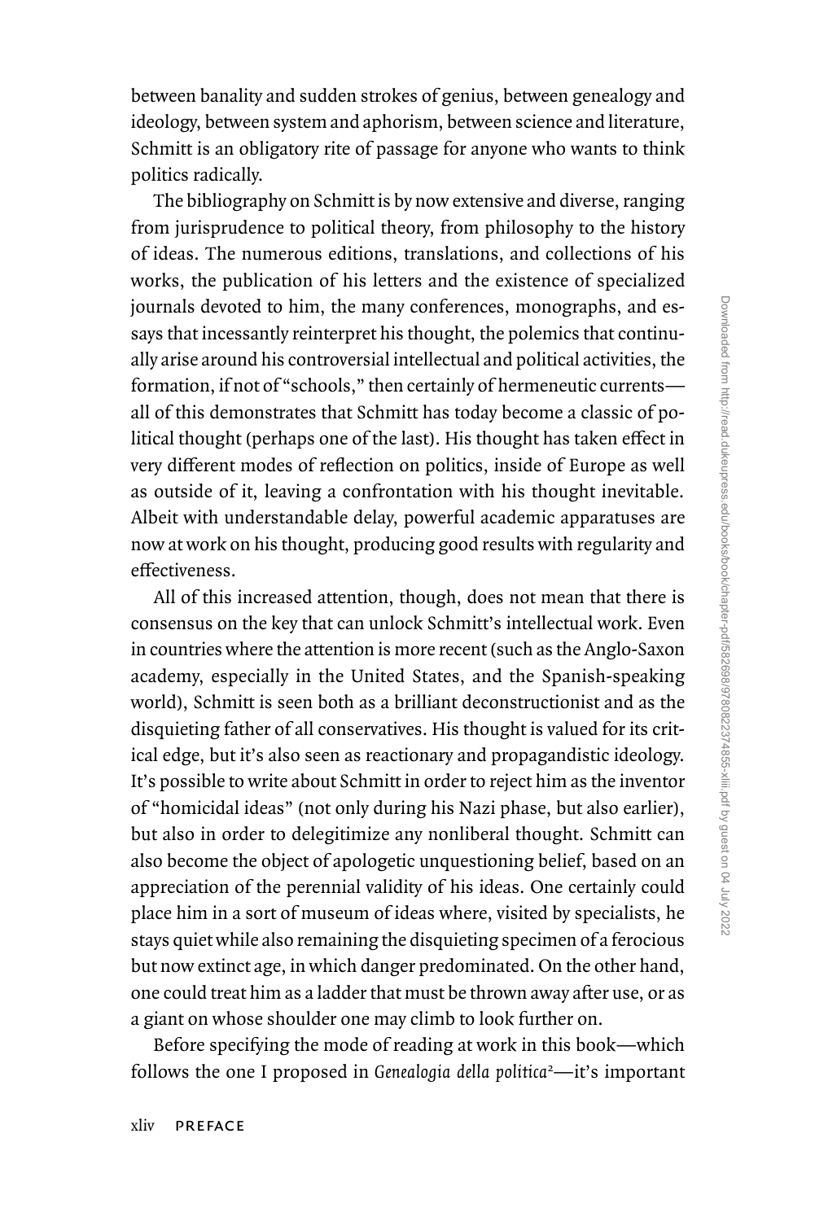between banality and sudden strokes of genius, between genealogy and ideology, between system and aphorism, between science and literature, Schmitt is an obligatory rite of passage for anyone who wants to think politics radically.

The bibliography on Schmitt is by now extensive and diverse, ranging from jurisprudence to political theory, from philosophy to the history of ideas. The numerous editions, translations, and collections of his works, the publication of his letters and the existence of specialized journals devoted to him, the many conferences, monographs, and essays that incessantly reinterpret his thought, the polemics that continually arise around his controversial intellectual and political activities, the formation, if not of "schools," then certainly of hermeneutic currents—all of this demonstrates that Schmitt has today become a classic of political thought (perhaps one of the last). His thought has taken effect in very different modes of reflection on politics, inside of Europe as well as outside of it, leaving a confrontation with his thought inevitable. Albeit with understandable delay, powerful academic apparatuses are now at work on his thought, producing good results with regularity and effectiveness.

All of this increased attention, though, does not mean that there is consensus on the key that can unlock Schmitt's intellectual work. Even in countries where the attention is more recent (such as the Anglo-Saxon academy, especially in the United States, and the Spanish-speaking world), Schmitt is seen both as a brilliant deconstructionist and as the disquieting father of all conservatives. His thought is valued for its critical edge, but it's also seen as reactionary and propagandistic ideology. It's possible to write about Schmitt in order to reject him as the inventor of "homicidal ideas" (not only during his Nazi phase, but also earlier), but also in order to delegitimize any nonliberal thought. Schmitt can also become the object of apologetic unquestioning belief, based on an appreciation of the perennial validity of his ideas. One certainly could place him in a sort of museum of ideas where, visited by specialists, he stays quiet while also remaining the disquieting specimen of a ferocious but now extinct age, in which danger predominated. On the other hand, one could treat him as a ladder that must be thrown away after use, or as a giant on whose shoulder one may climb to look further on.

Before specifying the mode of reading at work in this book—which follows the one I proposed in *Genealogia della politica*[2]—it's important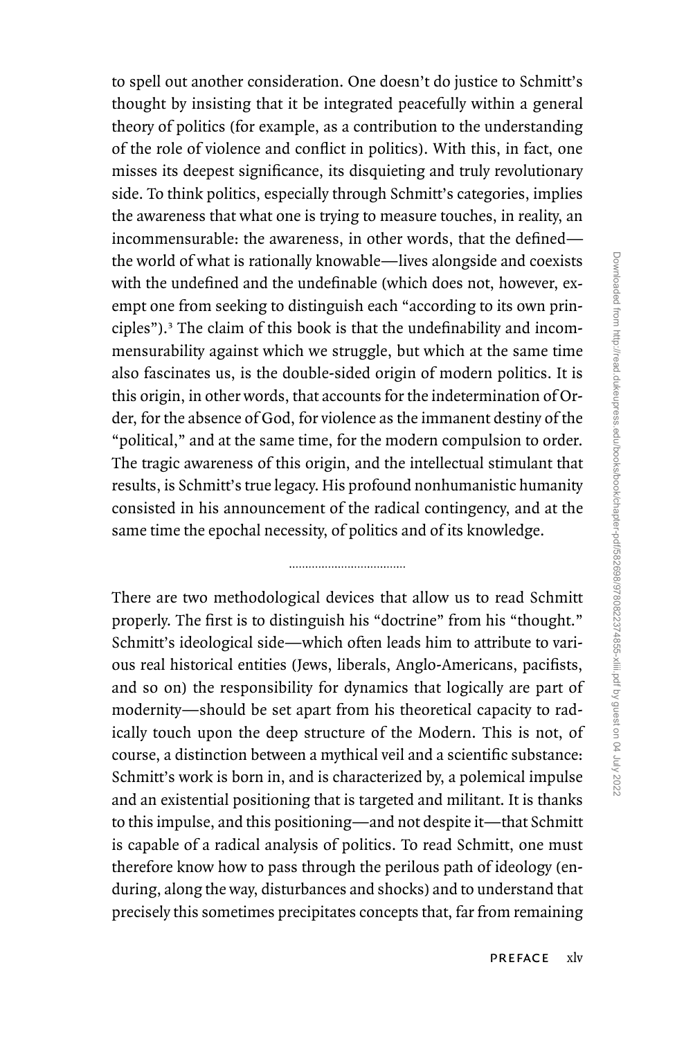to spell out another consideration. One doesn't do justice to Schmitt's thought by insisting that it be integrated peacefully within a general theory of politics (for example, as a contribution to the understanding of the role of violence and conflict in politics). With this, in fact, one misses its deepest significance, its disquieting and truly revolutionary side. To think politics, especially through Schmitt's categories, implies the awareness that what one is trying to measure touches, in reality, an incommensurable: the awareness, in other words, that the defined—the world of what is rationally knowable—lives alongside and coexists with the undefined and the undefinable (which does not, however, exempt one from seeking to distinguish each "according to its own principles").[3] The claim of this book is that the undefinability and incommensurability against which we struggle, but which at the same time also fascinates us, is the double-sided origin of modern politics. It is this origin, in other words, that accounts for the indetermination of Order, for the absence of God, for violence as the immanent destiny of the "political," and at the same time, for the modern compulsion to order. The tragic awareness of this origin, and the intellectual stimulant that results, is Schmitt's true legacy. His profound nonhumanistic humanity consisted in his announcement of the radical contingency, and at the same time the epochal necessity, of politics and of its knowledge.

---

There are two methodological devices that allow us to read Schmitt properly. The first is to distinguish his "doctrine" from his "thought." Schmitt's ideological side—which often leads him to attribute to various real historical entities (Jews, liberals, Anglo-Americans, pacifists, and so on) the responsibility for dynamics that logically are part of modernity—should be set apart from his theoretical capacity to radically touch upon the deep structure of the Modern. This is not, of course, a distinction between a mythical veil and a scientific substance: Schmitt's work is born in, and is characterized by, a polemical impulse and an existential positioning that is targeted and militant. It is thanks to this impulse, and this positioning—and not despite it—that Schmitt is capable of a radical analysis of politics. To read Schmitt, one must therefore know how to pass through the perilous path of ideology (enduring, along the way, disturbances and shocks) and to understand that precisely this sometimes precipitates concepts that, far from remaining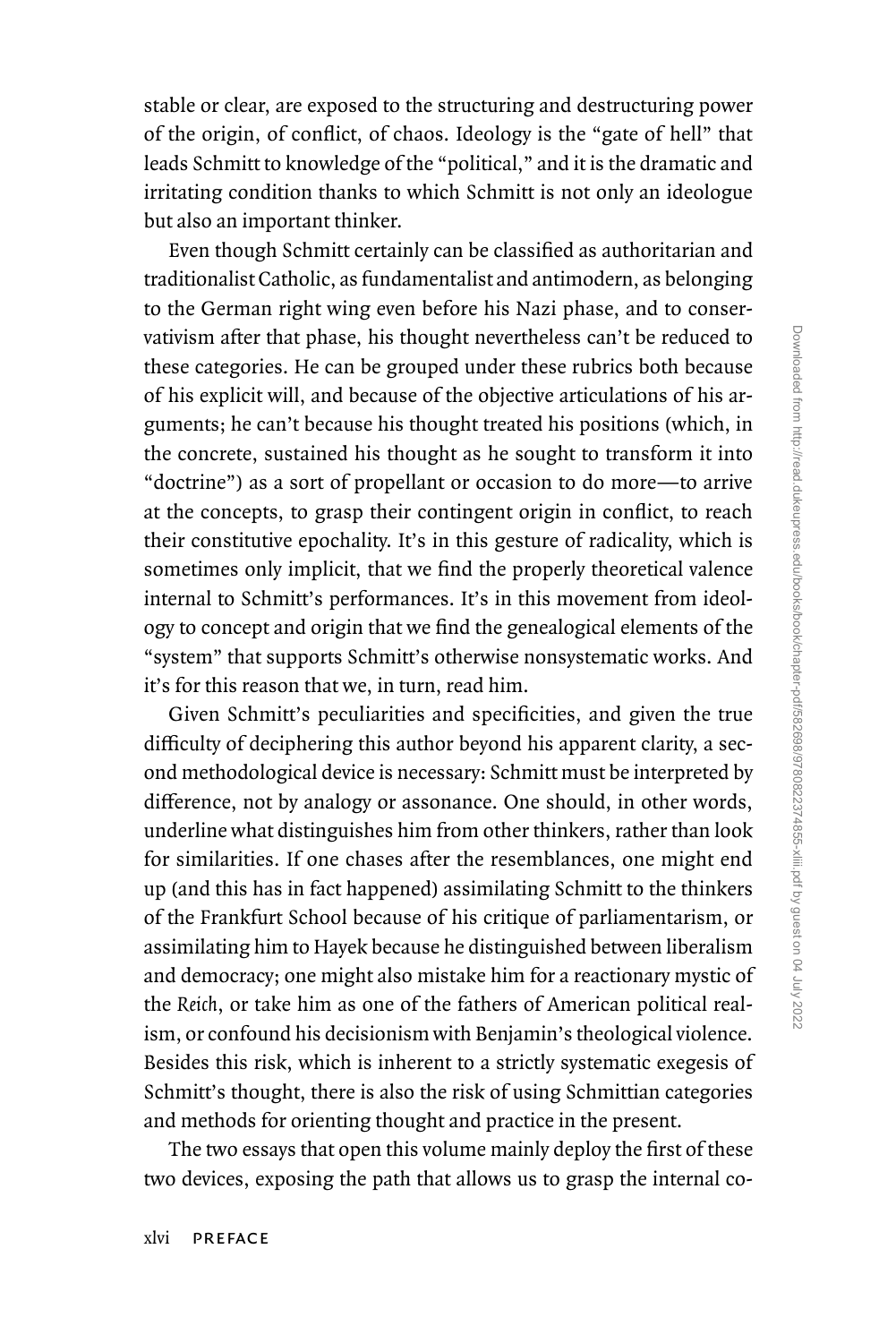stable or clear, are exposed to the structuring and destructuring power of the origin, of conflict, of chaos. Ideology is the "gate of hell" that leads Schmitt to knowledge of the "political," and it is the dramatic and irritating condition thanks to which Schmitt is not only an ideologue but also an important thinker.

Even though Schmitt certainly can be classified as authoritarian and traditionalist Catholic, as fundamentalist and antimodern, as belonging to the German right wing even before his Nazi phase, and to conservativism after that phase, his thought nevertheless can't be reduced to these categories. He can be grouped under these rubrics both because of his explicit will, and because of the objective articulations of his arguments; he can't because his thought treated his positions (which, in the concrete, sustained his thought as he sought to transform it into "doctrine") as a sort of propellant or occasion to do more—to arrive at the concepts, to grasp their contingent origin in conflict, to reach their constitutive epochality. It's in this gesture of radicality, which is sometimes only implicit, that we find the properly theoretical valence internal to Schmitt's performances. It's in this movement from ideology to concept and origin that we find the genealogical elements of the "system" that supports Schmitt's otherwise nonsystematic works. And it's for this reason that we, in turn, read him.

Given Schmitt's peculiarities and specificities, and given the true difficulty of deciphering this author beyond his apparent clarity, a second methodological device is necessary: Schmitt must be interpreted by difference, not by analogy or assonance. One should, in other words, underline what distinguishes him from other thinkers, rather than look for similarities. If one chases after the resemblances, one might end up (and this has in fact happened) assimilating Schmitt to the thinkers of the Frankfurt School because of his critique of parliamentarism, or assimilating him to Hayek because he distinguished between liberalism and democracy; one might also mistake him for a reactionary mystic of the *Reich*, or take him as one of the fathers of American political realism, or confound his decisionism with Benjamin's theological violence. Besides this risk, which is inherent to a strictly systematic exegesis of Schmitt's thought, there is also the risk of using Schmittian categories and methods for orienting thought and practice in the present.

The two essays that open this volume mainly deploy the first of these two devices, exposing the path that allows us to grasp the internal co-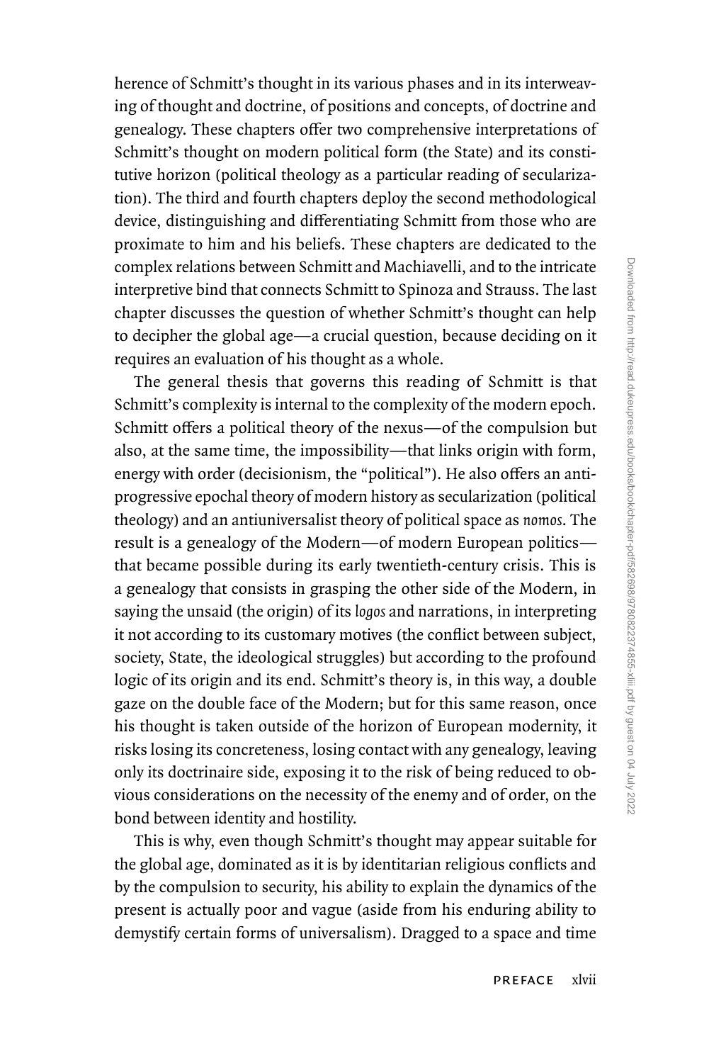herence of Schmitt's thought in its various phases and in its interweaving of thought and doctrine, of positions and concepts, of doctrine and genealogy. These chapters offer two comprehensive interpretations of Schmitt's thought on modern political form (the State) and its constitutive horizon (political theology as a particular reading of secularization). The third and fourth chapters deploy the second methodological device, distinguishing and differentiating Schmitt from those who are proximate to him and his beliefs. These chapters are dedicated to the complex relations between Schmitt and Machiavelli, and to the intricate interpretive bind that connects Schmitt to Spinoza and Strauss. The last chapter discusses the question of whether Schmitt's thought can help to decipher the global age—a crucial question, because deciding on it requires an evaluation of his thought as a whole.

The general thesis that governs this reading of Schmitt is that Schmitt's complexity is internal to the complexity of the modern epoch. Schmitt offers a political theory of the nexus—of the compulsion but also, at the same time, the impossibility—that links origin with form, energy with order (decisionism, the "political"). He also offers an antiprogressive epochal theory of modern history as secularization (political theology) and an antiuniversalist theory of political space as *nomos*. The result is a genealogy of the Modern—of modern European politics—that became possible during its early twentieth-century crisis. This is a genealogy that consists in grasping the other side of the Modern, in saying the unsaid (the origin) of its *logos* and narrations, in interpreting it not according to its customary motives (the conflict between subject, society, State, the ideological struggles) but according to the profound logic of its origin and its end. Schmitt's theory is, in this way, a double gaze on the double face of the Modern; but for this same reason, once his thought is taken outside of the horizon of European modernity, it risks losing its concreteness, losing contact with any genealogy, leaving only its doctrinaire side, exposing it to the risk of being reduced to obvious considerations on the necessity of the enemy and of order, on the bond between identity and hostility.

This is why, even though Schmitt's thought may appear suitable for the global age, dominated as it is by identitarian religious conflicts and by the compulsion to security, his ability to explain the dynamics of the present is actually poor and vague (aside from his enduring ability to demystify certain forms of universalism). Dragged to a space and time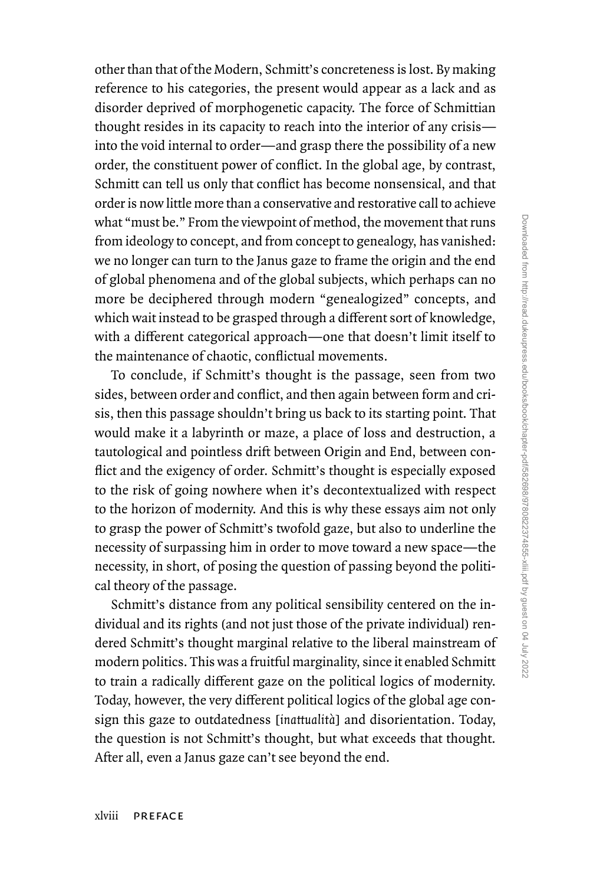other than that of the Modern, Schmitt's concreteness is lost. By making reference to his categories, the present would appear as a lack and as disorder deprived of morphogenetic capacity. The force of Schmittian thought resides in its capacity to reach into the interior of any crisis—into the void internal to order—and grasp there the possibility of a new order, the constituent power of conflict. In the global age, by contrast, Schmitt can tell us only that conflict has become nonsensical, and that order is now little more than a conservative and restorative call to achieve what "must be." From the viewpoint of method, the movement that runs from ideology to concept, and from concept to genealogy, has vanished: we no longer can turn to the Janus gaze to frame the origin and the end of global phenomena and of the global subjects, which perhaps can no more be deciphered through modern "genealogized" concepts, and which wait instead to be grasped through a different sort of knowledge, with a different categorical approach—one that doesn't limit itself to the maintenance of chaotic, conflictual movements.

To conclude, if Schmitt's thought is the passage, seen from two sides, between order and conflict, and then again between form and crisis, then this passage shouldn't bring us back to its starting point. That would make it a labyrinth or maze, a place of loss and destruction, a tautological and pointless drift between Origin and End, between conflict and the exigency of order. Schmitt's thought is especially exposed to the risk of going nowhere when it's decontextualized with respect to the horizon of modernity. And this is why these essays aim not only to grasp the power of Schmitt's twofold gaze, but also to underline the necessity of surpassing him in order to move toward a new space—the necessity, in short, of posing the question of passing beyond the political theory of the passage.

Schmitt's distance from any political sensibility centered on the individual and its rights (and not just those of the private individual) rendered Schmitt's thought marginal relative to the liberal mainstream of modern politics. This was a fruitful marginality, since it enabled Schmitt to train a radically different gaze on the political logics of modernity. Today, however, the very different political logics of the global age consign this gaze to outdatedness [*inattualità*] and disorientation. Today, the question is not Schmitt's thought, but what exceeds that thought. After all, even a Janus gaze can't see beyond the end.